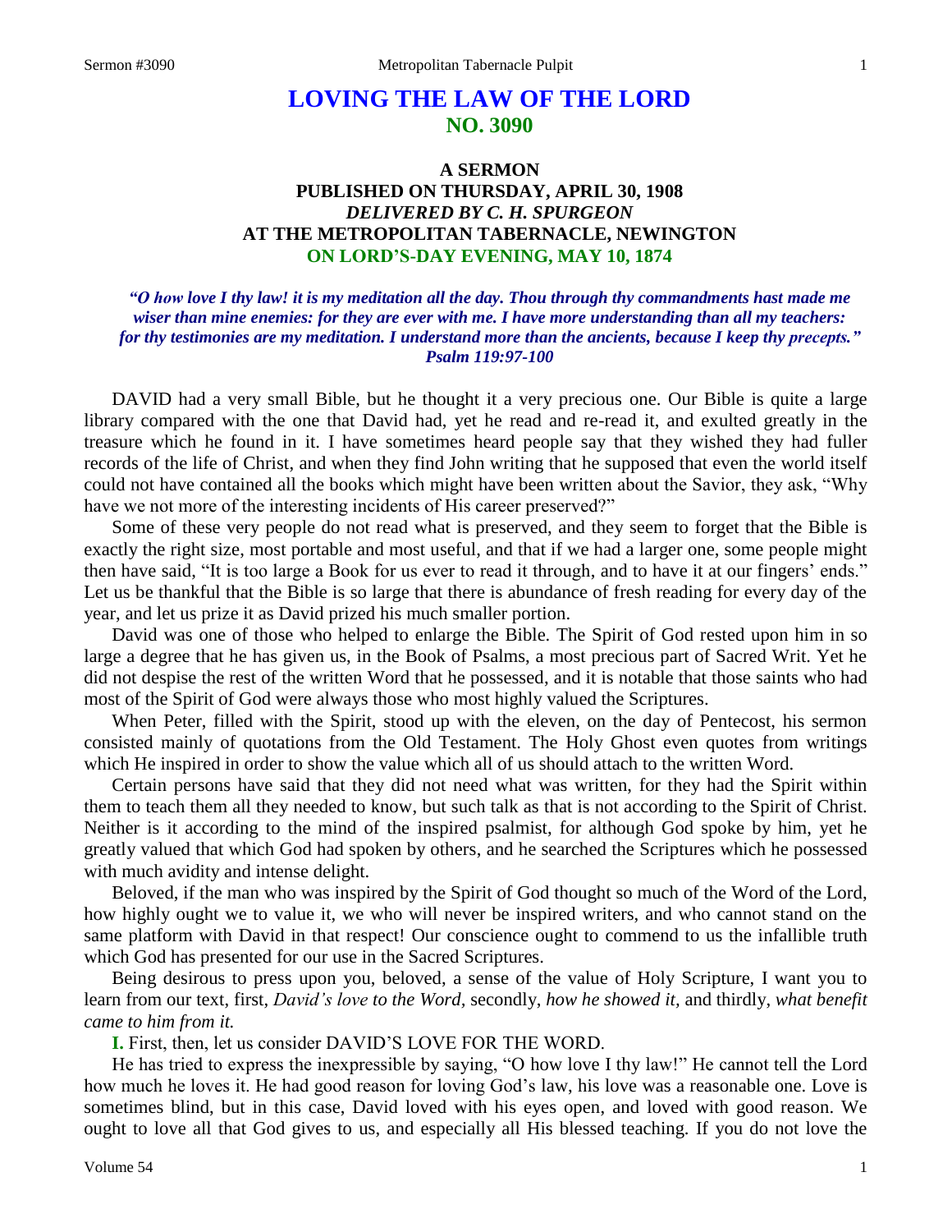# LOVING THE LAW OF THE LORD
## NO. 3090

### A SERMON
### PUBLISHED ON THURSDAY, APRIL 30, 1908
### *DELIVERED BY C. H. SPURGEON*
### AT THE METROPOLITAN TABERNACLE, NEWINGTON
### ON LORD'S-DAY EVENING, MAY 10, 1874

***"O how love I thy law! it is my meditation all the day. Thou through thy commandments hast made me wiser than mine enemies: for they are ever with me. I have more understanding than all my teachers: for thy testimonies are my meditation. I understand more than the ancients, because I keep thy precepts." Psalm 119:97-100***

DAVID had a very small Bible, but he thought it a very precious one. Our Bible is quite a large library compared with the one that David had, yet he read and re-read it, and exulted greatly in the treasure which he found in it. I have sometimes heard people say that they wished they had fuller records of the life of Christ, and when they find John writing that he supposed that even the world itself could not have contained all the books which might have been written about the Savior, they ask, "Why have we not more of the interesting incidents of His career preserved?"

Some of these very people do not read what is preserved, and they seem to forget that the Bible is exactly the right size, most portable and most useful, and that if we had a larger one, some people might then have said, "It is too large a Book for us ever to read it through, and to have it at our fingers' ends." Let us be thankful that the Bible is so large that there is abundance of fresh reading for every day of the year, and let us prize it as David prized his much smaller portion.

David was one of those who helped to enlarge the Bible. The Spirit of God rested upon him in so large a degree that he has given us, in the Book of Psalms, a most precious part of Sacred Writ. Yet he did not despise the rest of the written Word that he possessed, and it is notable that those saints who had most of the Spirit of God were always those who most highly valued the Scriptures.

When Peter, filled with the Spirit, stood up with the eleven, on the day of Pentecost, his sermon consisted mainly of quotations from the Old Testament. The Holy Ghost even quotes from writings which He inspired in order to show the value which all of us should attach to the written Word.

Certain persons have said that they did not need what was written, for they had the Spirit within them to teach them all they needed to know, but such talk as that is not according to the Spirit of Christ. Neither is it according to the mind of the inspired psalmist, for although God spoke by him, yet he greatly valued that which God had spoken by others, and he searched the Scriptures which he possessed with much avidity and intense delight.

Beloved, if the man who was inspired by the Spirit of God thought so much of the Word of the Lord, how highly ought we to value it, we who will never be inspired writers, and who cannot stand on the same platform with David in that respect! Our conscience ought to commend to us the infallible truth which God has presented for our use in the Sacred Scriptures.

Being desirous to press upon you, beloved, a sense of the value of Holy Scripture, I want you to learn from our text, first, *David's love to the Word,* secondly, *how he showed it,* and thirdly, *what benefit came to him from it.*

**I.** First, then, let us consider DAVID'S LOVE FOR THE WORD.

He has tried to express the inexpressible by saying, "O how love I thy law!" He cannot tell the Lord how much he loves it. He had good reason for loving God's law, his love was a reasonable one. Love is sometimes blind, but in this case, David loved with his eyes open, and loved with good reason. We ought to love all that God gives to us, and especially all His blessed teaching. If you do not love the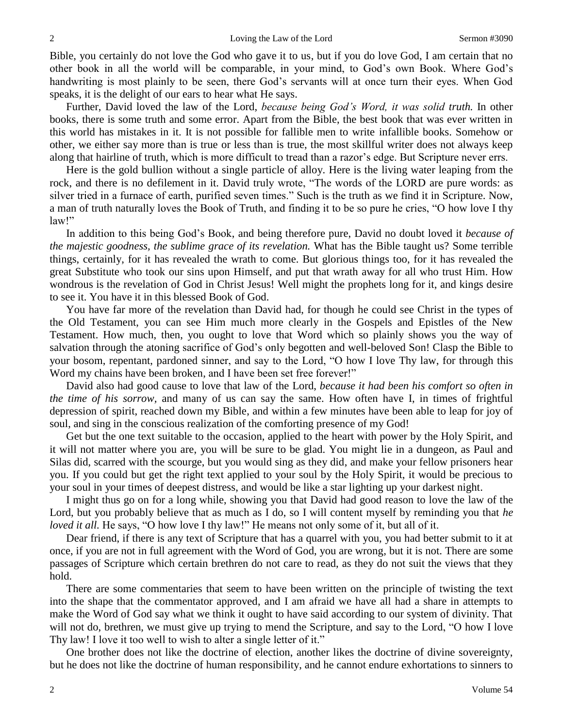Bible, you certainly do not love the God who gave it to us, but if you do love God, I am certain that no other book in all the world will be comparable, in your mind, to God's own Book. Where God's handwriting is most plainly to be seen, there God's servants will at once turn their eyes. When God speaks, it is the delight of our ears to hear what He says.

Further, David loved the law of the Lord, *because being God's Word, it was solid truth.* In other books, there is some truth and some error. Apart from the Bible, the best book that was ever written in this world has mistakes in it. It is not possible for fallible men to write infallible books. Somehow or other, we either say more than is true or less than is true, the most skillful writer does not always keep along that hairline of truth, which is more difficult to tread than a razor's edge. But Scripture never errs.

Here is the gold bullion without a single particle of alloy. Here is the living water leaping from the rock, and there is no defilement in it. David truly wrote, "The words of the LORD are pure words: as silver tried in a furnace of earth, purified seven times." Such is the truth as we find it in Scripture. Now, a man of truth naturally loves the Book of Truth, and finding it to be so pure he cries, "O how love I thy law!"

In addition to this being God's Book, and being therefore pure, David no doubt loved it *because of the majestic goodness, the sublime grace of its revelation.* What has the Bible taught us? Some terrible things, certainly, for it has revealed the wrath to come. But glorious things too, for it has revealed the great Substitute who took our sins upon Himself, and put that wrath away for all who trust Him. How wondrous is the revelation of God in Christ Jesus! Well might the prophets long for it, and kings desire to see it. You have it in this blessed Book of God.

You have far more of the revelation than David had, for though he could see Christ in the types of the Old Testament, you can see Him much more clearly in the Gospels and Epistles of the New Testament. How much, then, you ought to love that Word which so plainly shows you the way of salvation through the atoning sacrifice of God's only begotten and well-beloved Son! Clasp the Bible to your bosom, repentant, pardoned sinner, and say to the Lord, "O how I love Thy law, for through this Word my chains have been broken, and I have been set free forever!"

David also had good cause to love that law of the Lord, *because it had been his comfort so often in the time of his sorrow*, and many of us can say the same. How often have I, in times of frightful depression of spirit, reached down my Bible, and within a few minutes have been able to leap for joy of soul, and sing in the conscious realization of the comforting presence of my God!

Get but the one text suitable to the occasion, applied to the heart with power by the Holy Spirit, and it will not matter where you are, you will be sure to be glad. You might lie in a dungeon, as Paul and Silas did, scarred with the scourge, but you would sing as they did, and make your fellow prisoners hear you. If you could but get the right text applied to your soul by the Holy Spirit, it would be precious to your soul in your times of deepest distress, and would be like a star lighting up your darkest night.

I might thus go on for a long while, showing you that David had good reason to love the law of the Lord, but you probably believe that as much as I do, so I will content myself by reminding you that *he loved it all.* He says, "O how love I thy law!" He means not only some of it, but all of it.

Dear friend, if there is any text of Scripture that has a quarrel with you, you had better submit to it at once, if you are not in full agreement with the Word of God, you are wrong, but it is not. There are some passages of Scripture which certain brethren do not care to read, as they do not suit the views that they hold.

There are some commentaries that seem to have been written on the principle of twisting the text into the shape that the commentator approved, and I am afraid we have all had a share in attempts to make the Word of God say what we think it ought to have said according to our system of divinity. That will not do, brethren, we must give up trying to mend the Scripture, and say to the Lord, "O how I love Thy law! I love it too well to wish to alter a single letter of it."

One brother does not like the doctrine of election, another likes the doctrine of divine sovereignty, but he does not like the doctrine of human responsibility, and he cannot endure exhortations to sinners to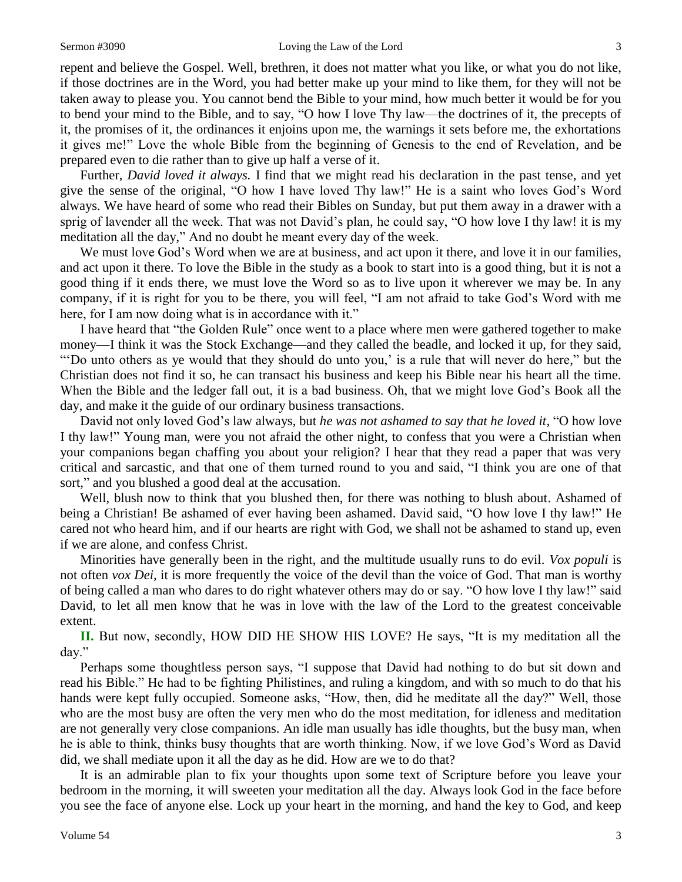repent and believe the Gospel. Well, brethren, it does not matter what you like, or what you do not like, if those doctrines are in the Word, you had better make up your mind to like them, for they will not be taken away to please you. You cannot bend the Bible to your mind, how much better it would be for you to bend your mind to the Bible, and to say, "O how I love Thy law—the doctrines of it, the precepts of it, the promises of it, the ordinances it enjoins upon me, the warnings it sets before me, the exhortations it gives me!" Love the whole Bible from the beginning of Genesis to the end of Revelation, and be prepared even to die rather than to give up half a verse of it.

Further, *David loved it always.* I find that we might read his declaration in the past tense, and yet give the sense of the original, "O how I have loved Thy law!" He is a saint who loves God's Word always. We have heard of some who read their Bibles on Sunday, but put them away in a drawer with a sprig of lavender all the week. That was not David's plan, he could say, "O how love I thy law! it is my meditation all the day," And no doubt he meant every day of the week.

We must love God's Word when we are at business, and act upon it there, and love it in our families, and act upon it there. To love the Bible in the study as a book to start into is a good thing, but it is not a good thing if it ends there, we must love the Word so as to live upon it wherever we may be. In any company, if it is right for you to be there, you will feel, "I am not afraid to take God's Word with me here, for I am now doing what is in accordance with it."

I have heard that "the Golden Rule" once went to a place where men were gathered together to make money—I think it was the Stock Exchange—and they called the beadle, and locked it up, for they said, "'Do unto others as ye would that they should do unto you,' is a rule that will never do here," but the Christian does not find it so, he can transact his business and keep his Bible near his heart all the time. When the Bible and the ledger fall out, it is a bad business. Oh, that we might love God's Book all the day, and make it the guide of our ordinary business transactions.

David not only loved God's law always, but *he was not ashamed to say that he loved it*, "O how love I thy law!" Young man, were you not afraid the other night, to confess that you were a Christian when your companions began chaffing you about your religion? I hear that they read a paper that was very critical and sarcastic, and that one of them turned round to you and said, "I think you are one of that sort," and you blushed a good deal at the accusation.

Well, blush now to think that you blushed then, for there was nothing to blush about. Ashamed of being a Christian! Be ashamed of ever having been ashamed. David said, "O how love I thy law!" He cared not who heard him, and if our hearts are right with God, we shall not be ashamed to stand up, even if we are alone, and confess Christ.

Minorities have generally been in the right, and the multitude usually runs to do evil. *Vox populi* is not often *vox Dei*, it is more frequently the voice of the devil than the voice of God. That man is worthy of being called a man who dares to do right whatever others may do or say. "O how love I thy law!" said David, to let all men know that he was in love with the law of the Lord to the greatest conceivable extent.

**II.** But now, secondly, HOW DID HE SHOW HIS LOVE? He says, "It is my meditation all the day."

Perhaps some thoughtless person says, "I suppose that David had nothing to do but sit down and read his Bible." He had to be fighting Philistines, and ruling a kingdom, and with so much to do that his hands were kept fully occupied. Someone asks, "How, then, did he meditate all the day?" Well, those who are the most busy are often the very men who do the most meditation, for idleness and meditation are not generally very close companions. An idle man usually has idle thoughts, but the busy man, when he is able to think, thinks busy thoughts that are worth thinking. Now, if we love God's Word as David did, we shall mediate upon it all the day as he did. How are we to do that?

It is an admirable plan to fix your thoughts upon some text of Scripture before you leave your bedroom in the morning, it will sweeten your meditation all the day. Always look God in the face before you see the face of anyone else. Lock up your heart in the morning, and hand the key to God, and keep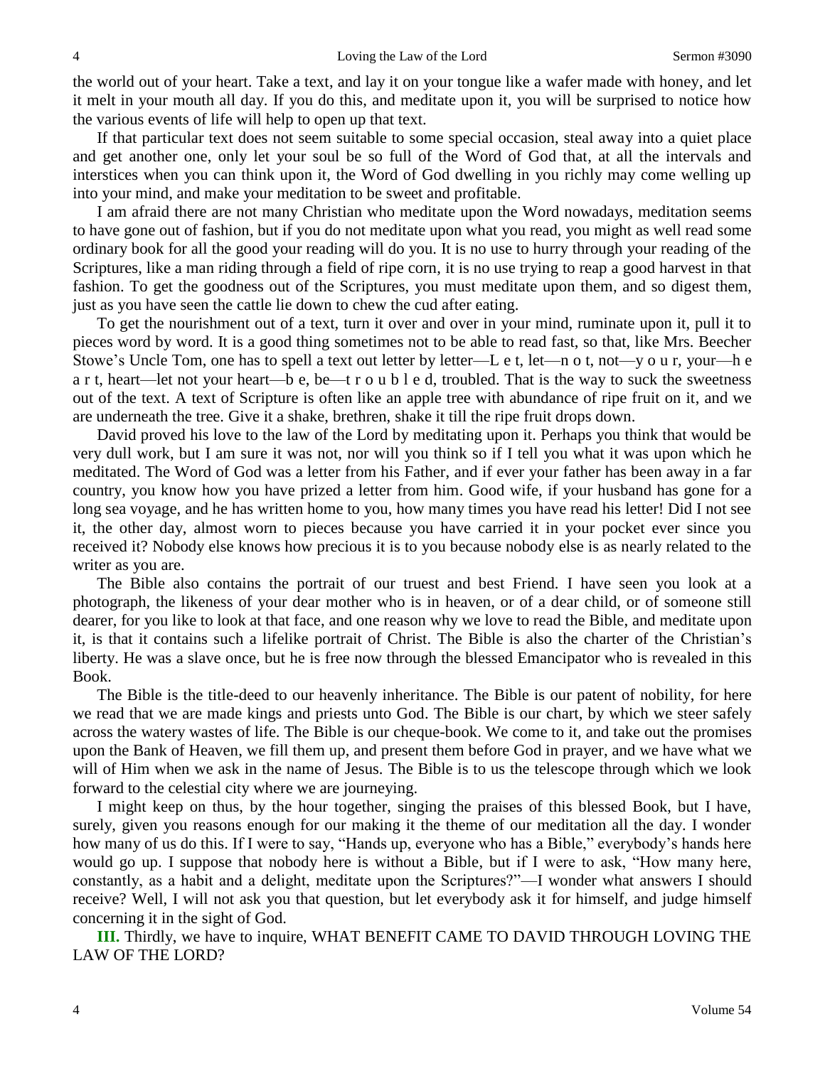the world out of your heart. Take a text, and lay it on your tongue like a wafer made with honey, and let it melt in your mouth all day. If you do this, and meditate upon it, you will be surprised to notice how the various events of life will help to open up that text.

If that particular text does not seem suitable to some special occasion, steal away into a quiet place and get another one, only let your soul be so full of the Word of God that, at all the intervals and interstices when you can think upon it, the Word of God dwelling in you richly may come welling up into your mind, and make your meditation to be sweet and profitable.

I am afraid there are not many Christian who meditate upon the Word nowadays, meditation seems to have gone out of fashion, but if you do not meditate upon what you read, you might as well read some ordinary book for all the good your reading will do you. It is no use to hurry through your reading of the Scriptures, like a man riding through a field of ripe corn, it is no use trying to reap a good harvest in that fashion. To get the goodness out of the Scriptures, you must meditate upon them, and so digest them, just as you have seen the cattle lie down to chew the cud after eating.

To get the nourishment out of a text, turn it over and over in your mind, ruminate upon it, pull it to pieces word by word. It is a good thing sometimes not to be able to read fast, so that, like Mrs. Beecher Stowe's Uncle Tom, one has to spell a text out letter by letter—L e t, let—n o t, not—y o u r, your—h e a r t, heart—let not your heart—b e, be—t r o u b l e d, troubled. That is the way to suck the sweetness out of the text. A text of Scripture is often like an apple tree with abundance of ripe fruit on it, and we are underneath the tree. Give it a shake, brethren, shake it till the ripe fruit drops down.

David proved his love to the law of the Lord by meditating upon it. Perhaps you think that would be very dull work, but I am sure it was not, nor will you think so if I tell you what it was upon which he meditated. The Word of God was a letter from his Father, and if ever your father has been away in a far country, you know how you have prized a letter from him. Good wife, if your husband has gone for a long sea voyage, and he has written home to you, how many times you have read his letter! Did I not see it, the other day, almost worn to pieces because you have carried it in your pocket ever since you received it? Nobody else knows how precious it is to you because nobody else is as nearly related to the writer as you are.

The Bible also contains the portrait of our truest and best Friend. I have seen you look at a photograph, the likeness of your dear mother who is in heaven, or of a dear child, or of someone still dearer, for you like to look at that face, and one reason why we love to read the Bible, and meditate upon it, is that it contains such a lifelike portrait of Christ. The Bible is also the charter of the Christian's liberty. He was a slave once, but he is free now through the blessed Emancipator who is revealed in this Book.

The Bible is the title-deed to our heavenly inheritance. The Bible is our patent of nobility, for here we read that we are made kings and priests unto God. The Bible is our chart, by which we steer safely across the watery wastes of life. The Bible is our cheque-book. We come to it, and take out the promises upon the Bank of Heaven, we fill them up, and present them before God in prayer, and we have what we will of Him when we ask in the name of Jesus. The Bible is to us the telescope through which we look forward to the celestial city where we are journeying.

I might keep on thus, by the hour together, singing the praises of this blessed Book, but I have, surely, given you reasons enough for our making it the theme of our meditation all the day. I wonder how many of us do this. If I were to say, "Hands up, everyone who has a Bible," everybody's hands here would go up. I suppose that nobody here is without a Bible, but if I were to ask, "How many here, constantly, as a habit and a delight, meditate upon the Scriptures?"—I wonder what answers I should receive? Well, I will not ask you that question, but let everybody ask it for himself, and judge himself concerning it in the sight of God.

**III.** Thirdly, we have to inquire, WHAT BENEFIT CAME TO DAVID THROUGH LOVING THE LAW OF THE LORD?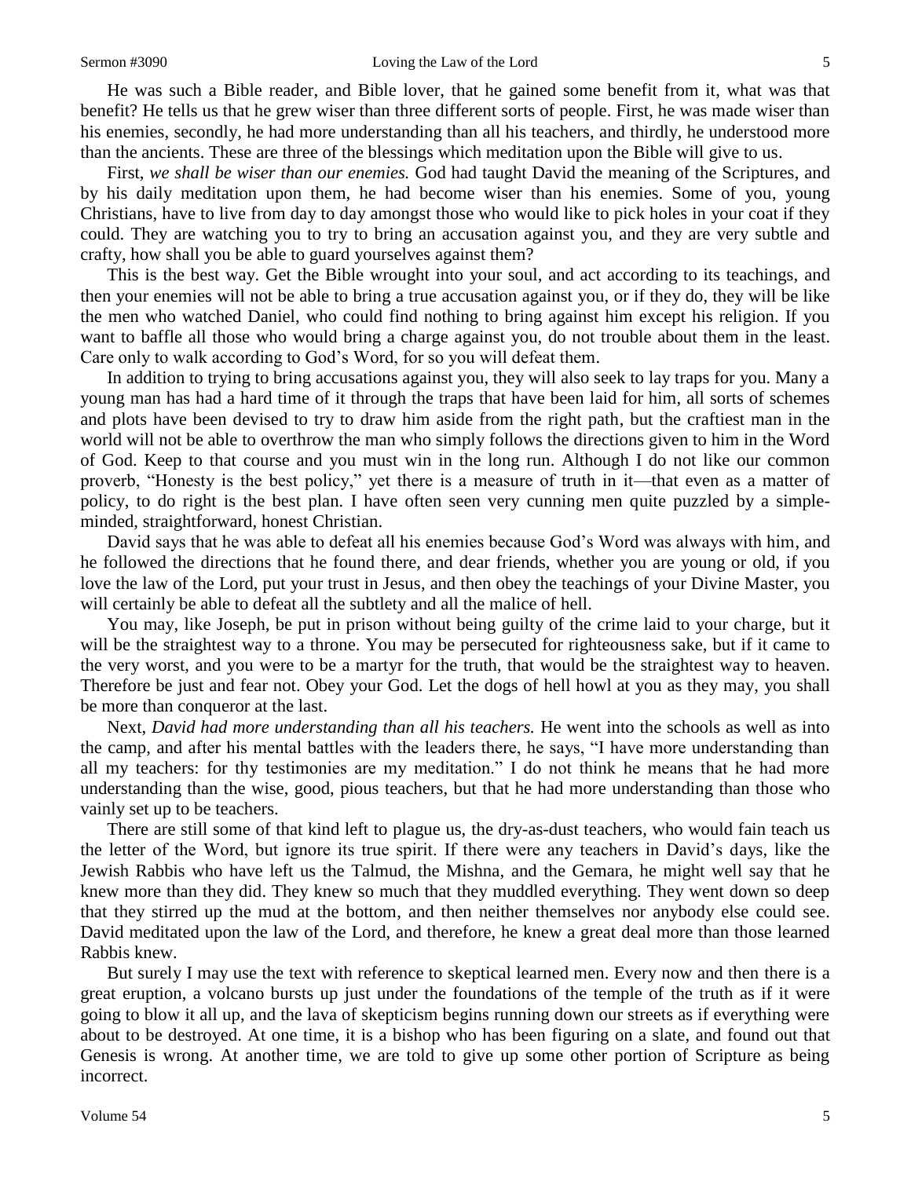He was such a Bible reader, and Bible lover, that he gained some benefit from it, what was that benefit? He tells us that he grew wiser than three different sorts of people. First, he was made wiser than his enemies, secondly, he had more understanding than all his teachers, and thirdly, he understood more than the ancients. These are three of the blessings which meditation upon the Bible will give to us.

First, *we shall be wiser than our enemies.* God had taught David the meaning of the Scriptures, and by his daily meditation upon them, he had become wiser than his enemies. Some of you, young Christians, have to live from day to day amongst those who would like to pick holes in your coat if they could. They are watching you to try to bring an accusation against you, and they are very subtle and crafty, how shall you be able to guard yourselves against them?

This is the best way. Get the Bible wrought into your soul, and act according to its teachings, and then your enemies will not be able to bring a true accusation against you, or if they do, they will be like the men who watched Daniel, who could find nothing to bring against him except his religion. If you want to baffle all those who would bring a charge against you, do not trouble about them in the least. Care only to walk according to God's Word, for so you will defeat them.

In addition to trying to bring accusations against you, they will also seek to lay traps for you. Many a young man has had a hard time of it through the traps that have been laid for him, all sorts of schemes and plots have been devised to try to draw him aside from the right path, but the craftiest man in the world will not be able to overthrow the man who simply follows the directions given to him in the Word of God. Keep to that course and you must win in the long run. Although I do not like our common proverb, "Honesty is the best policy," yet there is a measure of truth in it—that even as a matter of policy, to do right is the best plan. I have often seen very cunning men quite puzzled by a simple-minded, straightforward, honest Christian.

David says that he was able to defeat all his enemies because God's Word was always with him, and he followed the directions that he found there, and dear friends, whether you are young or old, if you love the law of the Lord, put your trust in Jesus, and then obey the teachings of your Divine Master, you will certainly be able to defeat all the subtlety and all the malice of hell.

You may, like Joseph, be put in prison without being guilty of the crime laid to your charge, but it will be the straightest way to a throne. You may be persecuted for righteousness sake, but if it came to the very worst, and you were to be a martyr for the truth, that would be the straightest way to heaven. Therefore be just and fear not. Obey your God. Let the dogs of hell howl at you as they may, you shall be more than conqueror at the last.

Next, *David had more understanding than all his teachers.* He went into the schools as well as into the camp, and after his mental battles with the leaders there, he says, "I have more understanding than all my teachers: for thy testimonies are my meditation." I do not think he means that he had more understanding than the wise, good, pious teachers, but that he had more understanding than those who vainly set up to be teachers.

There are still some of that kind left to plague us, the dry-as-dust teachers, who would fain teach us the letter of the Word, but ignore its true spirit. If there were any teachers in David's days, like the Jewish Rabbis who have left us the Talmud, the Mishna, and the Gemara, he might well say that he knew more than they did. They knew so much that they muddled everything. They went down so deep that they stirred up the mud at the bottom, and then neither themselves nor anybody else could see. David meditated upon the law of the Lord, and therefore, he knew a great deal more than those learned Rabbis knew.

But surely I may use the text with reference to skeptical learned men. Every now and then there is a great eruption, a volcano bursts up just under the foundations of the temple of the truth as if it were going to blow it all up, and the lava of skepticism begins running down our streets as if everything were about to be destroyed. At one time, it is a bishop who has been figuring on a slate, and found out that Genesis is wrong. At another time, we are told to give up some other portion of Scripture as being incorrect.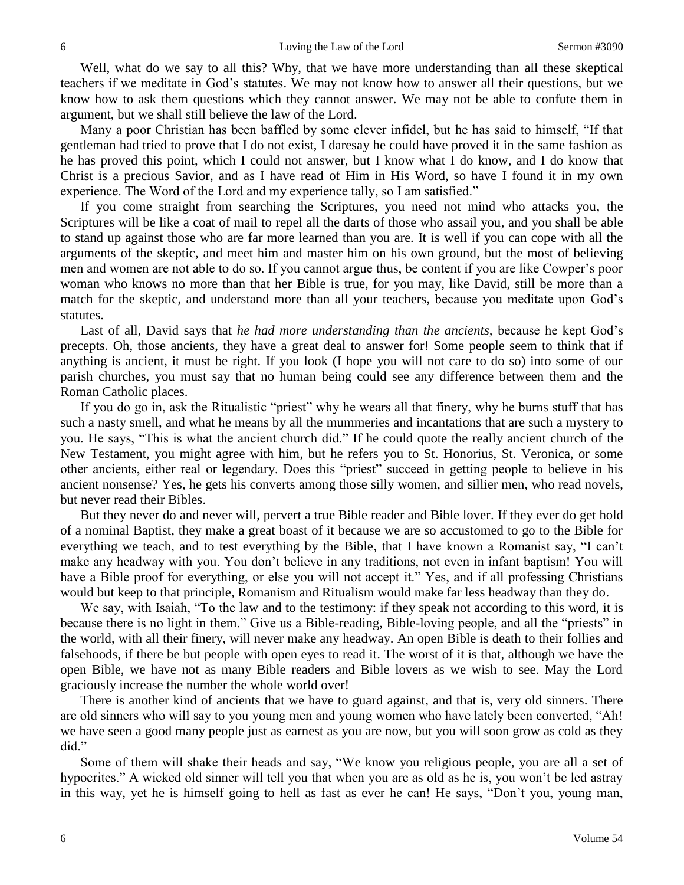Well, what do we say to all this? Why, that we have more understanding than all these skeptical teachers if we meditate in God's statutes. We may not know how to answer all their questions, but we know how to ask them questions which they cannot answer. We may not be able to confute them in argument, but we shall still believe the law of the Lord.

Many a poor Christian has been baffled by some clever infidel, but he has said to himself, "If that gentleman had tried to prove that I do not exist, I daresay he could have proved it in the same fashion as he has proved this point, which I could not answer, but I know what I do know, and I do know that Christ is a precious Savior, and as I have read of Him in His Word, so have I found it in my own experience. The Word of the Lord and my experience tally, so I am satisfied."

If you come straight from searching the Scriptures, you need not mind who attacks you, the Scriptures will be like a coat of mail to repel all the darts of those who assail you, and you shall be able to stand up against those who are far more learned than you are. It is well if you can cope with all the arguments of the skeptic, and meet him and master him on his own ground, but the most of believing men and women are not able to do so. If you cannot argue thus, be content if you are like Cowper's poor woman who knows no more than that her Bible is true, for you may, like David, still be more than a match for the skeptic, and understand more than all your teachers, because you meditate upon God's statutes.

Last of all, David says that *he had more understanding than the ancients,* because he kept God's precepts. Oh, those ancients, they have a great deal to answer for! Some people seem to think that if anything is ancient, it must be right. If you look (I hope you will not care to do so) into some of our parish churches, you must say that no human being could see any difference between them and the Roman Catholic places.

If you do go in, ask the Ritualistic "priest" why he wears all that finery, why he burns stuff that has such a nasty smell, and what he means by all the mummeries and incantations that are such a mystery to you. He says, "This is what the ancient church did." If he could quote the really ancient church of the New Testament, you might agree with him, but he refers you to St. Honorius, St. Veronica, or some other ancients, either real or legendary. Does this "priest" succeed in getting people to believe in his ancient nonsense? Yes, he gets his converts among those silly women, and sillier men, who read novels, but never read their Bibles.

But they never do and never will, pervert a true Bible reader and Bible lover. If they ever do get hold of a nominal Baptist, they make a great boast of it because we are so accustomed to go to the Bible for everything we teach, and to test everything by the Bible, that I have known a Romanist say, "I can't make any headway with you. You don't believe in any traditions, not even in infant baptism! You will have a Bible proof for everything, or else you will not accept it." Yes, and if all professing Christians would but keep to that principle, Romanism and Ritualism would make far less headway than they do.

We say, with Isaiah, "To the law and to the testimony: if they speak not according to this word, it is because there is no light in them." Give us a Bible-reading, Bible-loving people, and all the "priests" in the world, with all their finery, will never make any headway. An open Bible is death to their follies and falsehoods, if there be but people with open eyes to read it. The worst of it is that, although we have the open Bible, we have not as many Bible readers and Bible lovers as we wish to see. May the Lord graciously increase the number the whole world over!

There is another kind of ancients that we have to guard against, and that is, very old sinners. There are old sinners who will say to you young men and young women who have lately been converted, "Ah! we have seen a good many people just as earnest as you are now, but you will soon grow as cold as they did."

Some of them will shake their heads and say, "We know you religious people, you are all a set of hypocrites." A wicked old sinner will tell you that when you are as old as he is, you won't be led astray in this way, yet he is himself going to hell as fast as ever he can! He says, "Don't you, young man,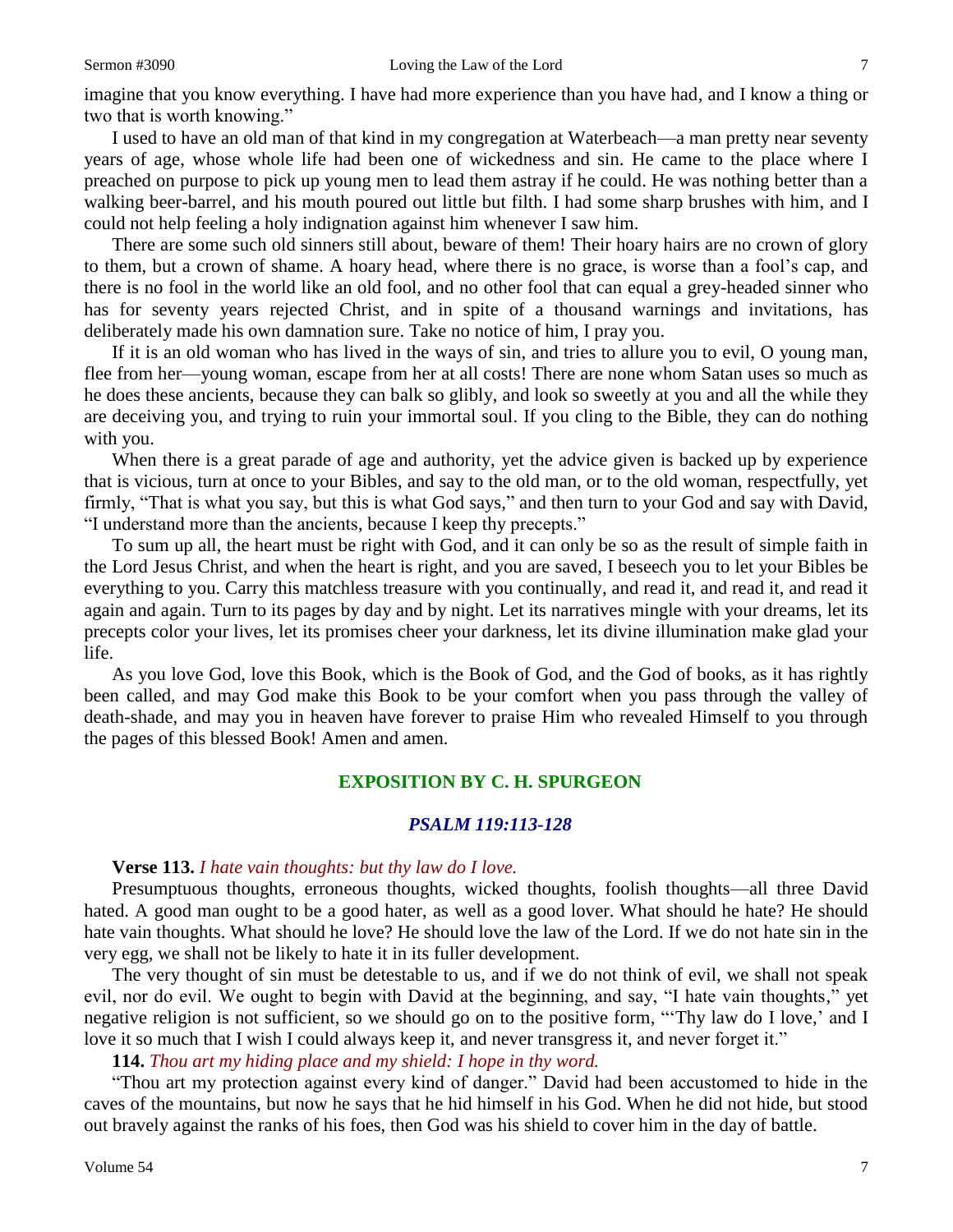imagine that you know everything. I have had more experience than you have had, and I know a thing or two that is worth knowing."

I used to have an old man of that kind in my congregation at Waterbeach—a man pretty near seventy years of age, whose whole life had been one of wickedness and sin. He came to the place where I preached on purpose to pick up young men to lead them astray if he could. He was nothing better than a walking beer-barrel, and his mouth poured out little but filth. I had some sharp brushes with him, and I could not help feeling a holy indignation against him whenever I saw him.

There are some such old sinners still about, beware of them! Their hoary hairs are no crown of glory to them, but a crown of shame. A hoary head, where there is no grace, is worse than a fool's cap, and there is no fool in the world like an old fool, and no other fool that can equal a grey-headed sinner who has for seventy years rejected Christ, and in spite of a thousand warnings and invitations, has deliberately made his own damnation sure. Take no notice of him, I pray you.

If it is an old woman who has lived in the ways of sin, and tries to allure you to evil, O young man, flee from her—young woman, escape from her at all costs! There are none whom Satan uses so much as he does these ancients, because they can balk so glibly, and look so sweetly at you and all the while they are deceiving you, and trying to ruin your immortal soul. If you cling to the Bible, they can do nothing with you.

When there is a great parade of age and authority, yet the advice given is backed up by experience that is vicious, turn at once to your Bibles, and say to the old man, or to the old woman, respectfully, yet firmly, "That is what you say, but this is what God says," and then turn to your God and say with David, "I understand more than the ancients, because I keep thy precepts."

To sum up all, the heart must be right with God, and it can only be so as the result of simple faith in the Lord Jesus Christ, and when the heart is right, and you are saved, I beseech you to let your Bibles be everything to you. Carry this matchless treasure with you continually, and read it, and read it, and read it again and again. Turn to its pages by day and by night. Let its narratives mingle with your dreams, let its precepts color your lives, let its promises cheer your darkness, let its divine illumination make glad your life.

As you love God, love this Book, which is the Book of God, and the God of books, as it has rightly been called, and may God make this Book to be your comfort when you pass through the valley of death-shade, and may you in heaven have forever to praise Him who revealed Himself to you through the pages of this blessed Book! Amen and amen.

## EXPOSITION BY C. H. SPURGEON

### *PSALM 119:113-128*

**Verse 113.** *I hate vain thoughts: but thy law do I love.*

Presumptuous thoughts, erroneous thoughts, wicked thoughts, foolish thoughts—all three David hated. A good man ought to be a good hater, as well as a good lover. What should he hate? He should hate vain thoughts. What should he love? He should love the law of the Lord. If we do not hate sin in the very egg, we shall not be likely to hate it in its fuller development.

The very thought of sin must be detestable to us, and if we do not think of evil, we shall not speak evil, nor do evil. We ought to begin with David at the beginning, and say, "I hate vain thoughts," yet negative religion is not sufficient, so we should go on to the positive form, "'Thy law do I love,' and I love it so much that I wish I could always keep it, and never transgress it, and never forget it."

**114.** *Thou art my hiding place and my shield: I hope in thy word.*

"Thou art my protection against every kind of danger." David had been accustomed to hide in the caves of the mountains, but now he says that he hid himself in his God. When he did not hide, but stood out bravely against the ranks of his foes, then God was his shield to cover him in the day of battle.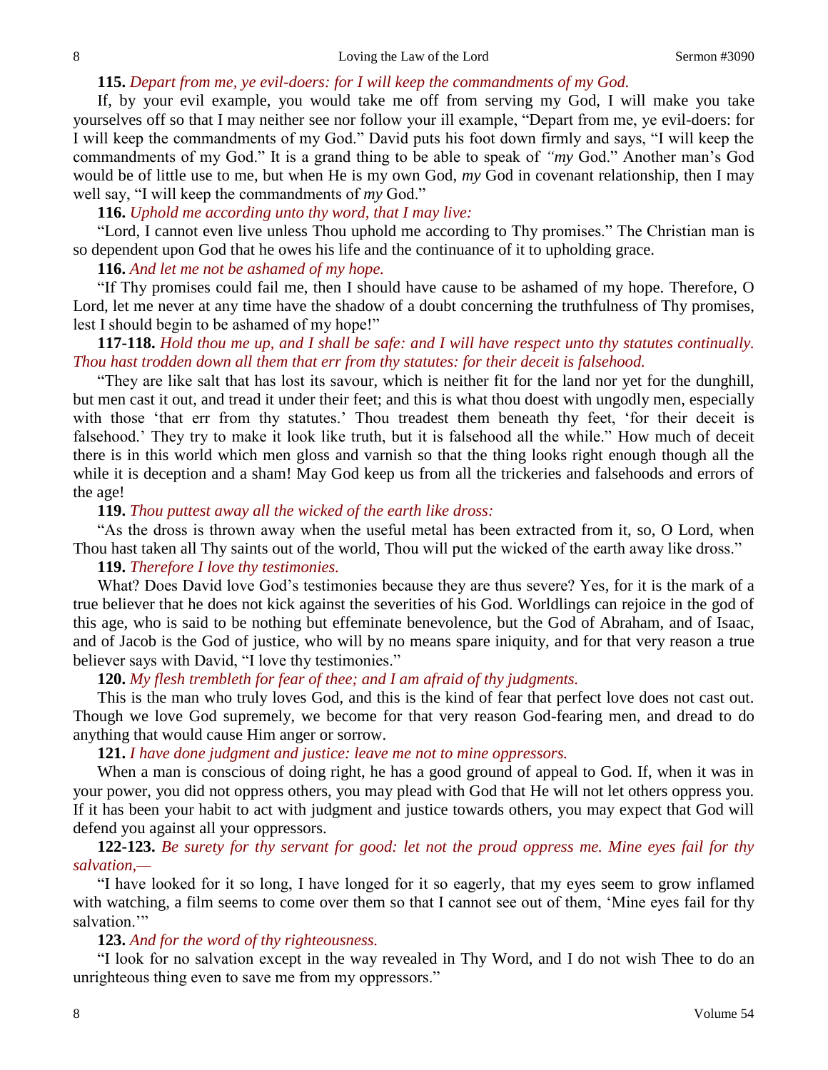**115.** *Depart from me, ye evil-doers: for I will keep the commandments of my God.*

If, by your evil example, you would take me off from serving my God, I will make you take yourselves off so that I may neither see nor follow your ill example, "Depart from me, ye evil-doers: for I will keep the commandments of my God." David puts his foot down firmly and says, "I will keep the commandments of my God." It is a grand thing to be able to speak of *"my* God." Another man's God would be of little use to me, but when He is my own God, *my* God in covenant relationship, then I may well say, "I will keep the commandments of *my* God."

**116.** *Uphold me according unto thy word, that I may live:*

"Lord, I cannot even live unless Thou uphold me according to Thy promises." The Christian man is so dependent upon God that he owes his life and the continuance of it to upholding grace.

**116.** *And let me not be ashamed of my hope.*

"If Thy promises could fail me, then I should have cause to be ashamed of my hope. Therefore, O Lord, let me never at any time have the shadow of a doubt concerning the truthfulness of Thy promises, lest I should begin to be ashamed of my hope!"

**117-118.** *Hold thou me up, and I shall be safe: and I will have respect unto thy statutes continually. Thou hast trodden down all them that err from thy statutes: for their deceit is falsehood.*

"They are like salt that has lost its savour, which is neither fit for the land nor yet for the dunghill, but men cast it out, and tread it under their feet; and this is what thou doest with ungodly men, especially with those 'that err from thy statutes.' Thou treadest them beneath thy feet, 'for their deceit is falsehood.' They try to make it look like truth, but it is falsehood all the while." How much of deceit there is in this world which men gloss and varnish so that the thing looks right enough though all the while it is deception and a sham! May God keep us from all the trickeries and falsehoods and errors of the age!

**119.** *Thou puttest away all the wicked of the earth like dross:*

"As the dross is thrown away when the useful metal has been extracted from it, so, O Lord, when Thou hast taken all Thy saints out of the world, Thou will put the wicked of the earth away like dross."

**119.** *Therefore I love thy testimonies.*

What? Does David love God's testimonies because they are thus severe? Yes, for it is the mark of a true believer that he does not kick against the severities of his God. Worldlings can rejoice in the god of this age, who is said to be nothing but effeminate benevolence, but the God of Abraham, and of Isaac, and of Jacob is the God of justice, who will by no means spare iniquity, and for that very reason a true believer says with David, "I love thy testimonies."

**120.** *My flesh trembleth for fear of thee; and I am afraid of thy judgments.*

This is the man who truly loves God, and this is the kind of fear that perfect love does not cast out. Though we love God supremely, we become for that very reason God-fearing men, and dread to do anything that would cause Him anger or sorrow.

**121.** *I have done judgment and justice: leave me not to mine oppressors.*

When a man is conscious of doing right, he has a good ground of appeal to God. If, when it was in your power, you did not oppress others, you may plead with God that He will not let others oppress you. If it has been your habit to act with judgment and justice towards others, you may expect that God will defend you against all your oppressors.

**122-123.** *Be surety for thy servant for good: let not the proud oppress me. Mine eyes fail for thy salvation,—*

"I have looked for it so long, I have longed for it so eagerly, that my eyes seem to grow inflamed with watching, a film seems to come over them so that I cannot see out of them, 'Mine eyes fail for thy salvation.'"

**123.** *And for the word of thy righteousness.*

"I look for no salvation except in the way revealed in Thy Word, and I do not wish Thee to do an unrighteous thing even to save me from my oppressors."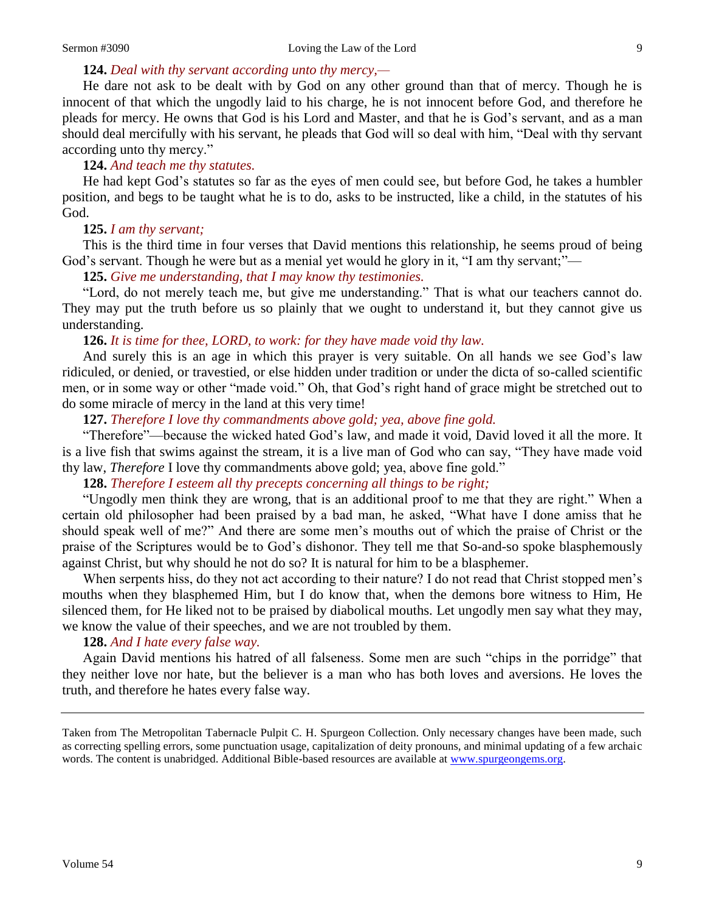**124.** *Deal with thy servant according unto thy mercy,—*

He dare not ask to be dealt with by God on any other ground than that of mercy. Though he is innocent of that which the ungodly laid to his charge, he is not innocent before God, and therefore he pleads for mercy. He owns that God is his Lord and Master, and that he is God's servant, and as a man should deal mercifully with his servant, he pleads that God will so deal with him, "Deal with thy servant according unto thy mercy."

**124.** *And teach me thy statutes.*

He had kept God's statutes so far as the eyes of men could see, but before God, he takes a humbler position, and begs to be taught what he is to do, asks to be instructed, like a child, in the statutes of his God.

**125.** *I am thy servant;*

This is the third time in four verses that David mentions this relationship, he seems proud of being God's servant. Though he were but as a menial yet would he glory in it, "I am thy servant;"—

**125.** *Give me understanding, that I may know thy testimonies.*

"Lord, do not merely teach me, but give me understanding." That is what our teachers cannot do. They may put the truth before us so plainly that we ought to understand it, but they cannot give us understanding.

**126.** *It is time for thee, LORD, to work: for they have made void thy law.*

And surely this is an age in which this prayer is very suitable. On all hands we see God's law ridiculed, or denied, or travestied, or else hidden under tradition or under the dicta of so-called scientific men, or in some way or other "made void." Oh, that God's right hand of grace might be stretched out to do some miracle of mercy in the land at this very time!

**127.** *Therefore I love thy commandments above gold; yea, above fine gold.*

"Therefore"—because the wicked hated God's law, and made it void, David loved it all the more. It is a live fish that swims against the stream, it is a live man of God who can say, "They have made void thy law, *Therefore* I love thy commandments above gold; yea, above fine gold."

**128.** *Therefore I esteem all thy precepts concerning all things to be right;*

"Ungodly men think they are wrong, that is an additional proof to me that they are right." When a certain old philosopher had been praised by a bad man, he asked, "What have I done amiss that he should speak well of me?" And there are some men's mouths out of which the praise of Christ or the praise of the Scriptures would be to God's dishonor. They tell me that So-and-so spoke blasphemously against Christ, but why should he not do so? It is natural for him to be a blasphemer.

When serpents hiss, do they not act according to their nature? I do not read that Christ stopped men's mouths when they blasphemed Him, but I do know that, when the demons bore witness to Him, He silenced them, for He liked not to be praised by diabolical mouths. Let ungodly men say what they may, we know the value of their speeches, and we are not troubled by them.

**128.** *And I hate every false way.*

Again David mentions his hatred of all falseness. Some men are such "chips in the porridge" that they neither love nor hate, but the believer is a man who has both loves and aversions. He loves the truth, and therefore he hates every false way.

---

Taken from The Metropolitan Tabernacle Pulpit C. H. Spurgeon Collection. Only necessary changes have been made, such as correcting spelling errors, some punctuation usage, capitalization of deity pronouns, and minimal updating of a few archaic words. The content is unabridged. Additional Bible-based resources are available at www.spurgeongems.org.